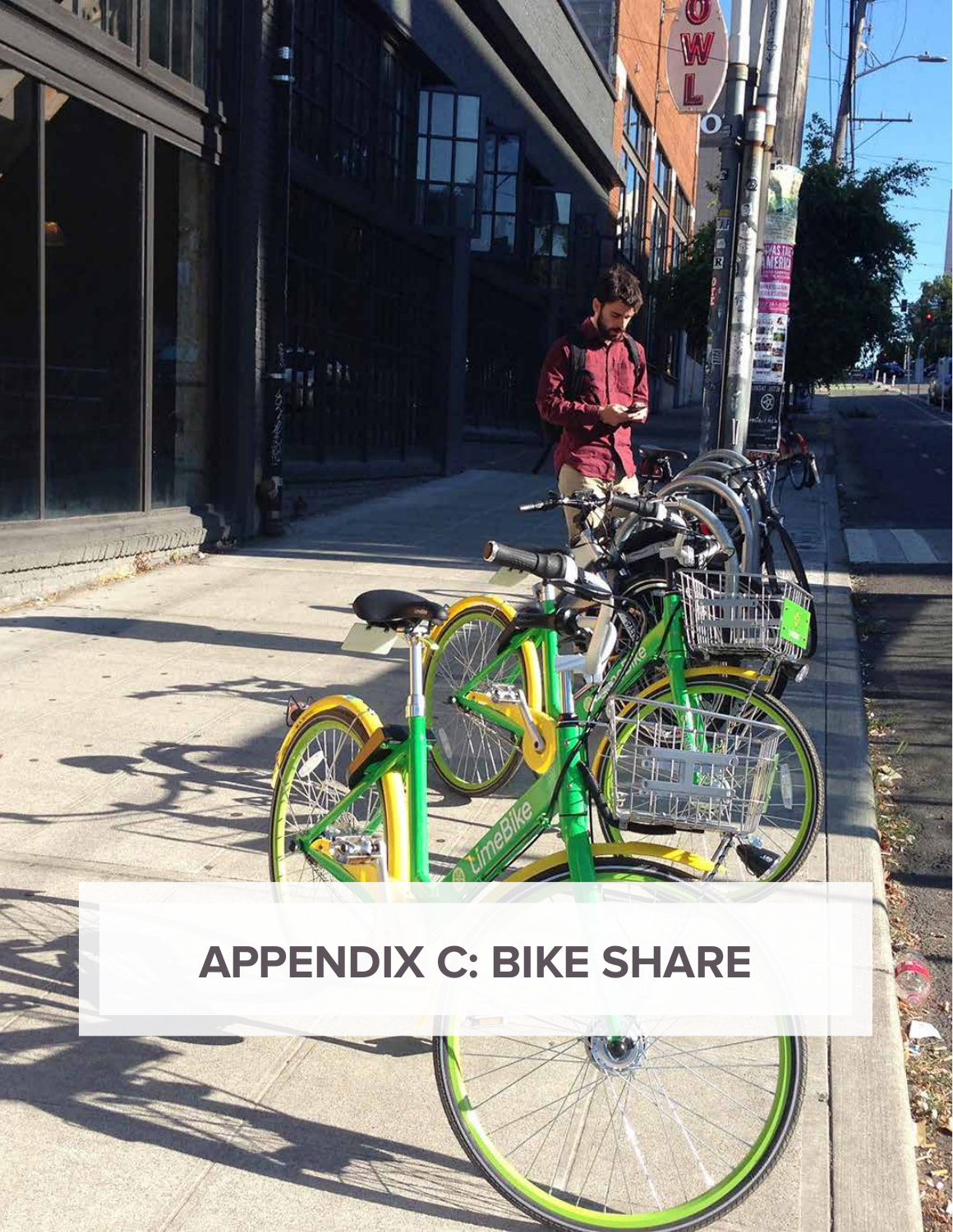# APPENDIX C: BIKE SHARE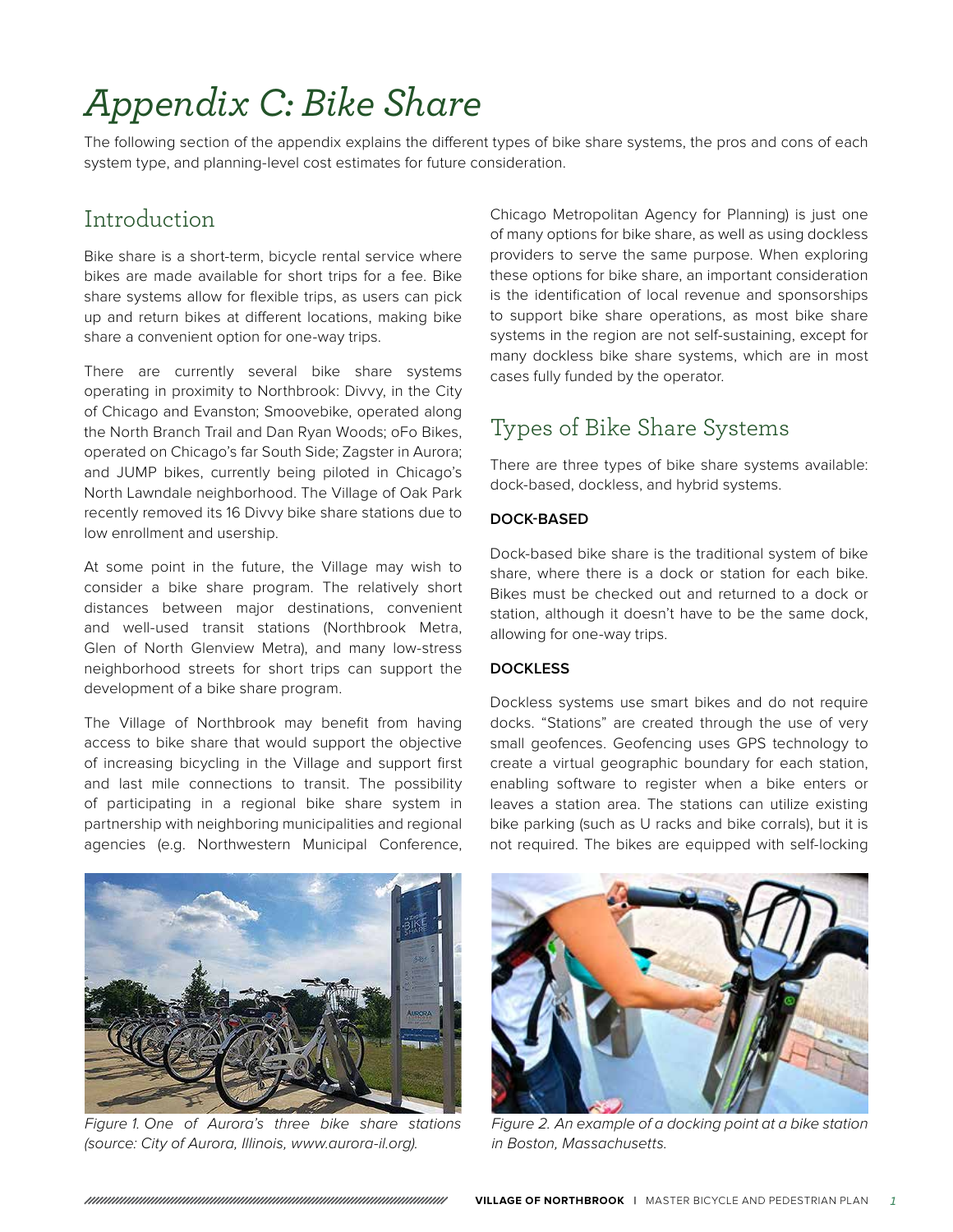# Appendix C: Bike Share

The following section of the appendix explains the different types of bike share systems, the pros and cons of each system type, and planning-level cost estimates for future consideration.

## Introduction

Bike share is a short-term, bicycle rental service where bikes are made available for short trips for a fee. Bike share systems allow for flexible trips, as users can pick up and return bikes at different locations, making bike share a convenient option for one-way trips.

There are currently several bike share systems operating in proximity to Northbrook: Divvy, in the City of Chicago and Evanston; Smoovebike, operated along the North Branch Trail and Dan Ryan Woods; oFo Bikes, operated on Chicago's far South Side; Zagster in Aurora; and JUMP bikes, currently being piloted in Chicago's North Lawndale neighborhood. The Village of Oak Park recently removed its 16 Divvy bike share stations due to low enrollment and usership.

At some point in the future, the Village may wish to consider a bike share program. The relatively short distances between major destinations, convenient and well-used transit stations (Northbrook Metra, Glen of North Glenview Metra), and many low-stress neighborhood streets for short trips can support the development of a bike share program.

The Village of Northbrook may benefit from having access to bike share that would support the objective of increasing bicycling in the Village and support first and last mile connections to transit. The possibility of participating in a regional bike share system in partnership with neighboring municipalities and regional agencies (e.g. Northwestern Municipal Conference, Chicago Metropolitan Agency for Planning) is just one of many options for bike share, as well as using dockless providers to serve the same purpose. When exploring these options for bike share, an important consideration is the identification of local revenue and sponsorships to support bike share operations, as most bike share systems in the region are not self-sustaining, except for many dockless bike share systems, which are in most cases fully funded by the operator.

## Types of Bike Share Systems

There are three types of bike share systems available: dock-based, dockless, and hybrid systems.

**DOCK-BASED**

Dock-based bike share is the traditional system of bike share, where there is a dock or station for each bike. Bikes must be checked out and returned to a dock or station, although it doesn't have to be the same dock, allowing for one-way trips.

**DOCKLESS**

Dockless systems use smart bikes and do not require docks. "Stations" are created through the use of very small geofences. Geofencing uses GPS technology to create a virtual geographic boundary for each station, enabling software to register when a bike enters or leaves a station area. The stations can utilize existing bike parking (such as U racks and bike corrals), but it is not required. The bikes are equipped with self-locking

*Figure 1. One of Aurora's three bike share stations (source: City of Aurora, Illinois, www.aurora-il.org).*

*Figure 2. An example of a docking point at a bike station in Boston, Massachusetts.*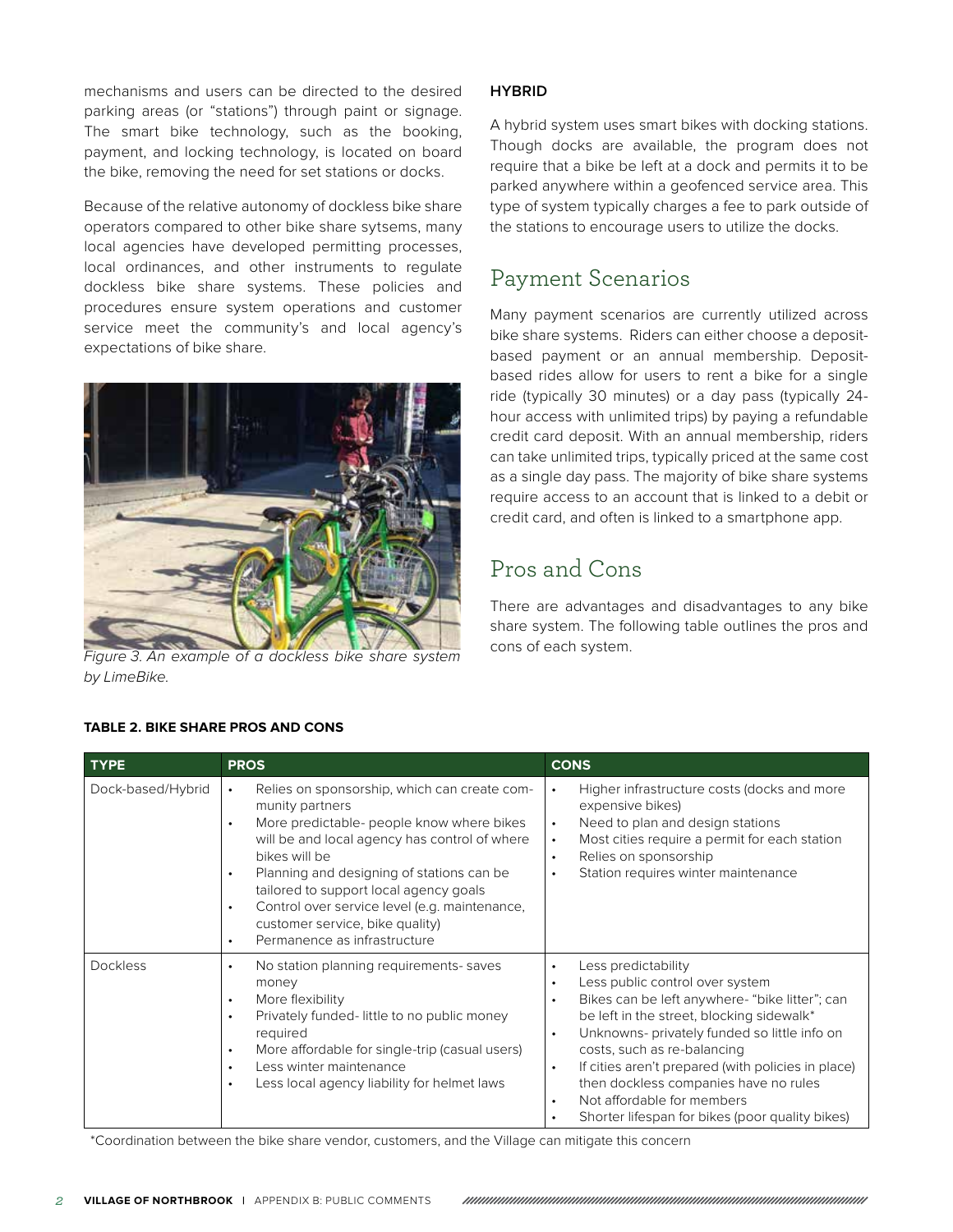mechanisms and users can be directed to the desired parking areas (or "stations") through paint or signage. The smart bike technology, such as the booking, payment, and locking technology, is located on board the bike, removing the need for set stations or docks.

Because of the relative autonomy of dockless bike share operators compared to other bike share sytsems, many local agencies have developed permitting processes, local ordinances, and other instruments to regulate dockless bike share systems. These policies and procedures ensure system operations and customer service meet the community's and local agency's expectations of bike share.

*Figure 3. An example of a dockless bike share system by LimeBike.*

**HYBRID**

A hybrid system uses smart bikes with docking stations. Though docks are available, the program does not require that a bike be left at a dock and permits it to be parked anywhere within a geofenced service area. This type of system typically charges a fee to park outside of the stations to encourage users to utilize the docks.

## Payment Scenarios

Many payment scenarios are currently utilized across bike share systems. Riders can either choose a deposit-based payment or an annual membership. Deposit-based rides allow for users to rent a bike for a single ride (typically 30 minutes) or a day pass (typically 24-hour access with unlimited trips) by paying a refundable credit card deposit. With an annual membership, riders can take unlimited trips, typically priced at the same cost as a single day pass. The majority of bike share systems require access to an account that is linked to a debit or credit card, and often is linked to a smartphone app.

## Pros and Cons

There are advantages and disadvantages to any bike share system. The following table outlines the pros and cons of each system.

**TABLE 2. BIKE SHARE PROS AND CONS**

| TYPE | PROS | CONS |
|---|---|---|
| Dock-based/Hybrid | • Relies on sponsorship, which can create community partners<br>• More predictable- people know where bikes will be and local agency has control of where bikes will be<br>• Planning and designing of stations can be tailored to support local agency goals<br>• Control over service level (e.g. maintenance, customer service, bike quality)<br>• Permanence as infrastructure | • Higher infrastructure costs (docks and more expensive bikes)<br>• Need to plan and design stations<br>• Most cities require a permit for each station<br>• Relies on sponsorship<br>• Station requires winter maintenance |
| Dockless | • No station planning requirements- saves money<br>• More flexibility<br>• Privately funded- little to no public money required<br>• More affordable for single-trip (casual users)<br>• Less winter maintenance<br>• Less local agency liability for helmet laws | • Less predictability<br>• Less public control over system<br>• Bikes can be left anywhere- "bike litter"; can be left in the street, blocking sidewalk*<br>• Unknowns- privately funded so little info on costs, such as re-balancing<br>• If cities aren't prepared (with policies in place) then dockless companies have no rules<br>• Not affordable for members<br>• Shorter lifespan for bikes (poor quality bikes) |

*Coordination between the bike share vendor, customers, and the Village can mitigate this concern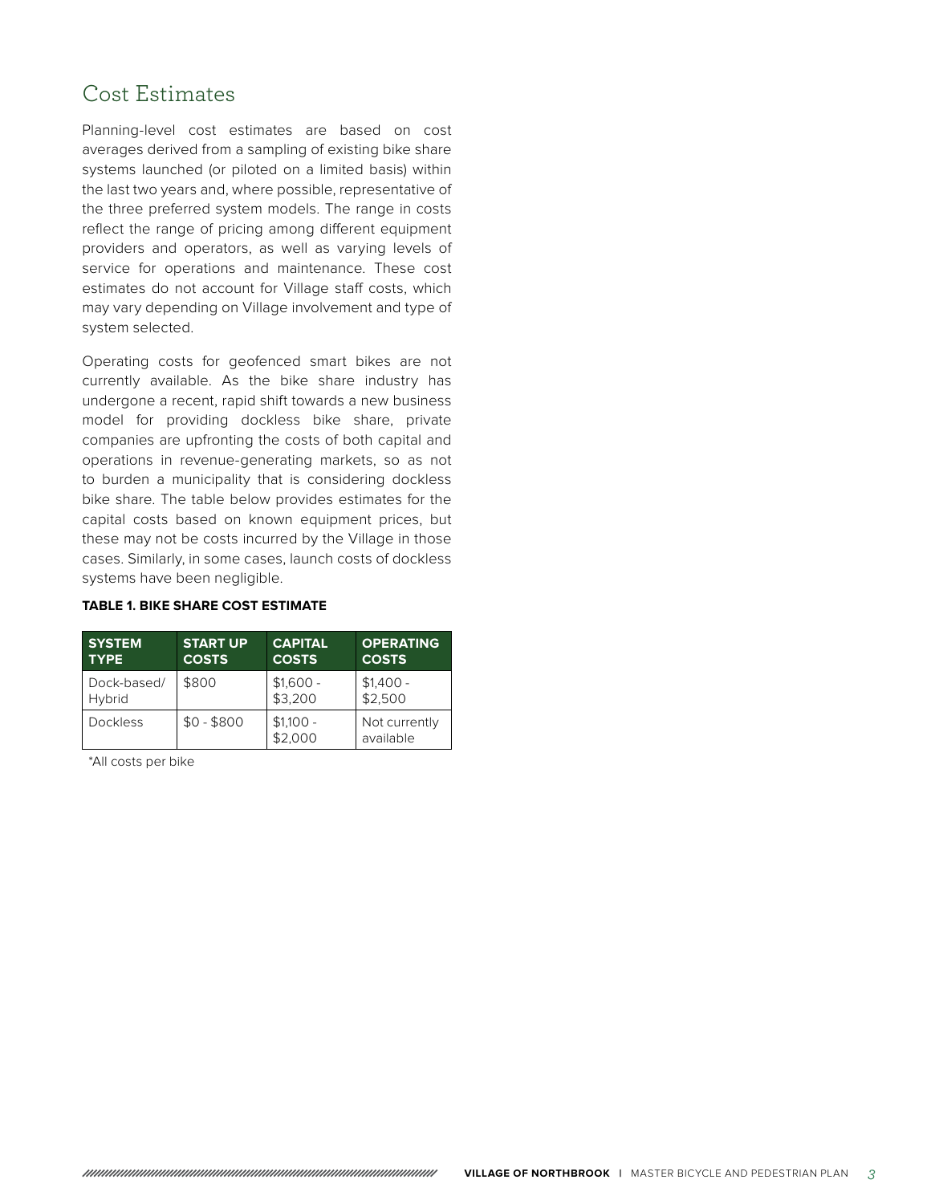## Cost Estimates

Planning-level cost estimates are based on cost averages derived from a sampling of existing bike share systems launched (or piloted on a limited basis) within the last two years and, where possible, representative of the three preferred system models. The range in costs reflect the range of pricing among different equipment providers and operators, as well as varying levels of service for operations and maintenance. These cost estimates do not account for Village staff costs, which may vary depending on Village involvement and type of system selected.

Operating costs for geofenced smart bikes are not currently available. As the bike share industry has undergone a recent, rapid shift towards a new business model for providing dockless bike share, private companies are upfronting the costs of both capital and operations in revenue-generating markets, so as not to burden a municipality that is considering dockless bike share. The table below provides estimates for the capital costs based on known equipment prices, but these may not be costs incurred by the Village in those cases. Similarly, in some cases, launch costs of dockless systems have been negligible.

**TABLE 1. BIKE SHARE COST ESTIMATE**

| SYSTEM TYPE | START UP COSTS | CAPITAL COSTS | OPERATING COSTS |
|---|---|---|---|
| Dock-based/ Hybrid | $800 | $1,600 - $3,200 | $1,400 - $2,500 |
| Dockless | $0 - $800 | $1,100 - $2,000 | Not currently available |

*All costs per bike